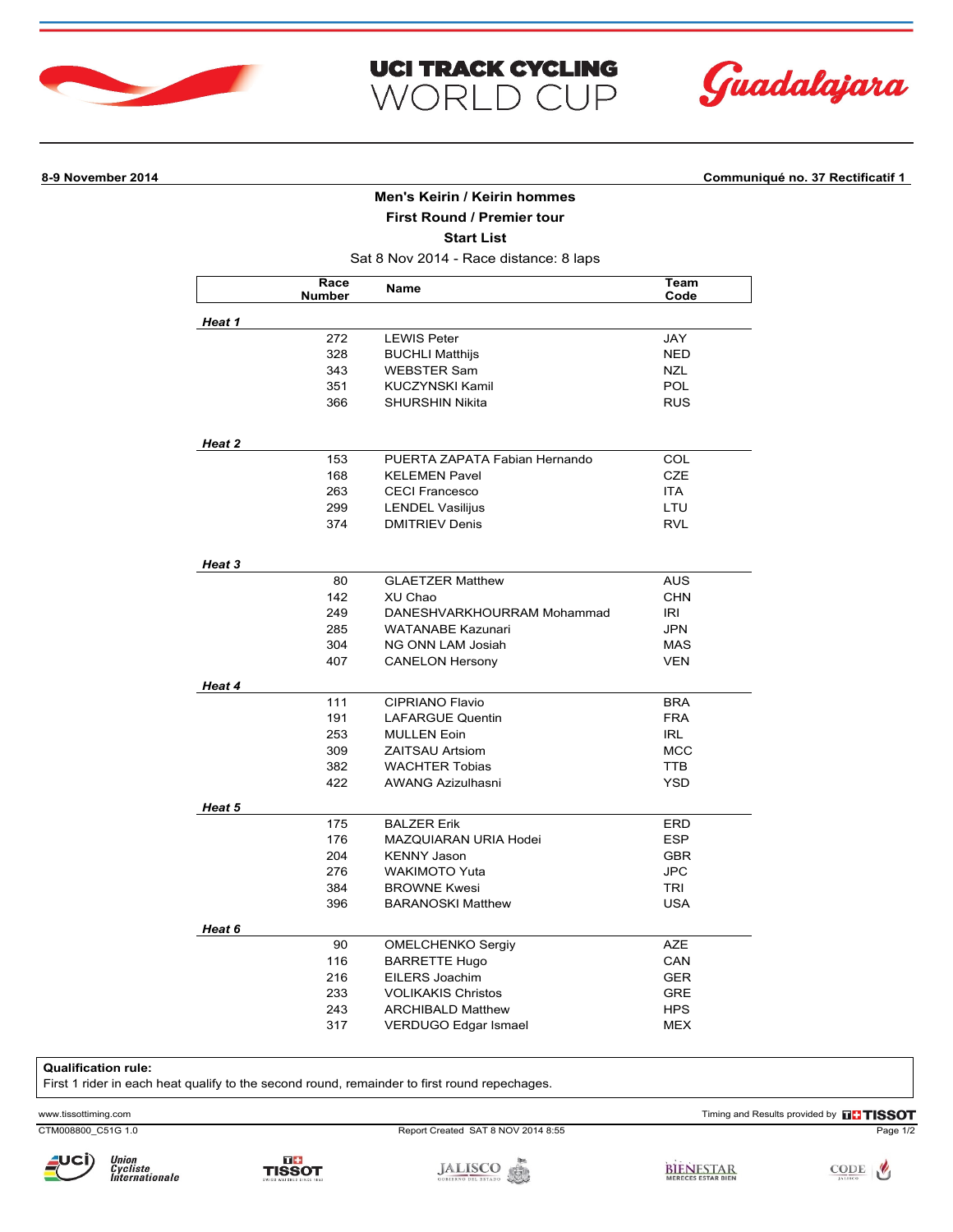# UCI TRACK CYCLING WORLD CUP

Guadalajara

**8-9 November 2014** **Communiqué no. 37 Rectificatif 1**

## Men's Keirin / Keirin hommes

### First Round / Premier tour

### Start List

Sat 8 Nov 2014 - Race distance: 8 laps

| | Race Number | Name | Team Code |
|---|---|---|---|
| ***Heat 1*** | | | |
| | 272 | LEWIS Peter | JAY |
| | 328 | BUCHLI Matthijs | NED |
| | 343 | WEBSTER Sam | NZL |
| | 351 | KUCZYNSKI Kamil | POL |
| | 366 | SHURSHIN Nikita | RUS |
| ***Heat 2*** | | | |
| | 153 | PUERTA ZAPATA Fabian Hernando | COL |
| | 168 | KELEMEN Pavel | CZE |
| | 263 | CECI Francesco | ITA |
| | 299 | LENDEL Vasilijus | LTU |
| | 374 | DMITRIEV Denis | RVL |
| ***Heat 3*** | | | |
| | 80 | GLAETZER Matthew | AUS |
| | 142 | XU Chao | CHN |
| | 249 | DANESHVARKHOURRAM Mohammad | IRI |
| | 285 | WATANABE Kazunari | JPN |
| | 304 | NG ONN LAM Josiah | MAS |
| | 407 | CANELON Hersony | VEN |
| ***Heat 4*** | | | |
| | 111 | CIPRIANO Flavio | BRA |
| | 191 | LAFARGUE Quentin | FRA |
| | 253 | MULLEN Eoin | IRL |
| | 309 | ZAITSAU Artsiom | MCC |
| | 382 | WACHTER Tobias | TTB |
| | 422 | AWANG Azizulhasni | YSD |
| ***Heat 5*** | | | |
| | 175 | BALZER Erik | ERD |
| | 176 | MAZQUIARAN URIA Hodei | ESP |
| | 204 | KENNY Jason | GBR |
| | 276 | WAKIMOTO Yuta | JPC |
| | 384 | BROWNE Kwesi | TRI |
| | 396 | BARANOSKI Matthew | USA |
| ***Heat 6*** | | | |
| | 90 | OMELCHENKO Sergiy | AZE |
| | 116 | BARRETTE Hugo | CAN |
| | 216 | EILERS Joachim | GER |
| | 233 | VOLIKAKIS Christos | GRE |
| | 243 | ARCHIBALD Matthew | HPS |
| | 317 | VERDUGO Edgar Ismael | MEX |

**Qualification rule:**
First 1 rider in each heat qualify to the second round, remainder to first round repechages.

www.tissottiming.com — Timing and Results provided by TISSOT

CTM008800_C51G 1.0 — Report Created SAT 8 NOV 2014 8:55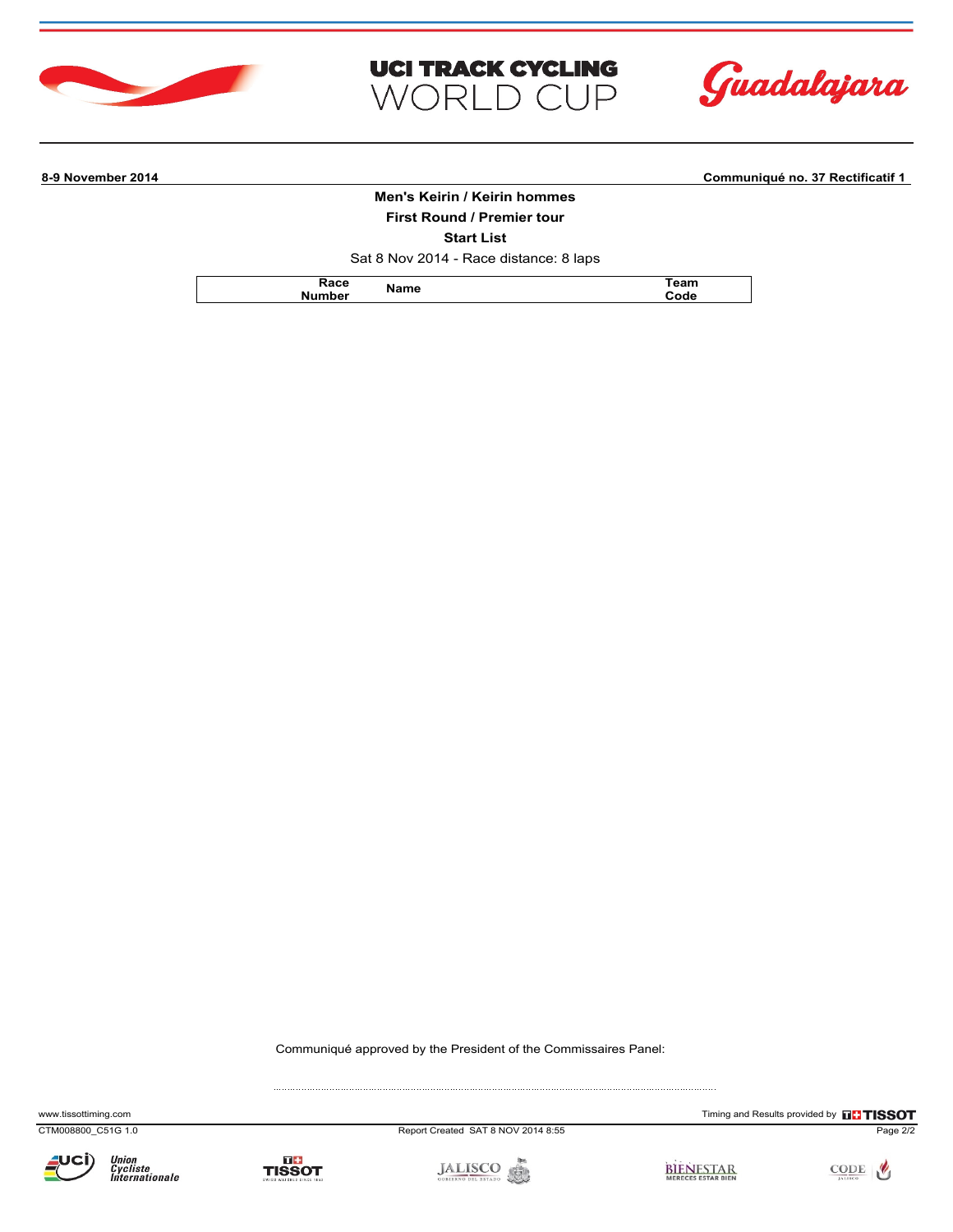**8-9 November 2014** **Communiqué no. 37 Rectificatif 1**

**Men's Keirin / Keirin hommes**

**First Round / Premier tour**

**Start List**

Sat 8 Nov 2014 - Race distance: 8 laps

| Race Number | Name | Team Code |
|---|---|---|

Communiqué approved by the President of the Commissaires Panel:

www.tissottiming.com

Timing and Results provided by TISSOT

CTM008800_C51G 1.0

Report Created SAT 8 NOV 2014 8:55